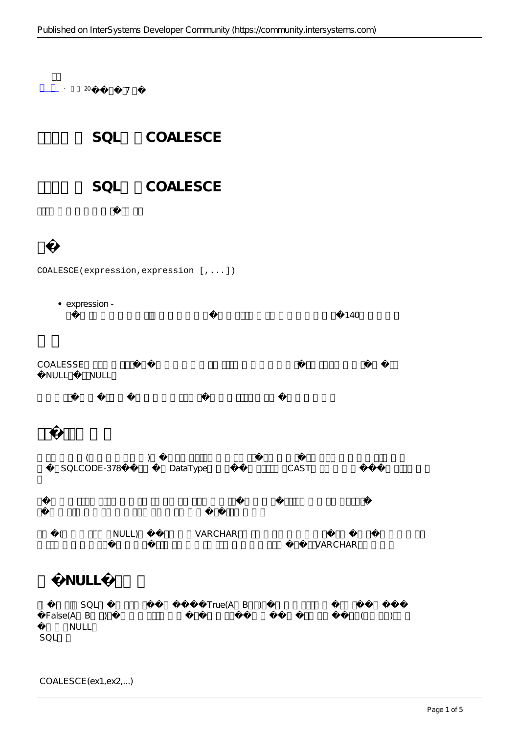# SQL COALESCE

## SQL COALESCE

```
COALESCE(expression,expression [,...])
```

- expression - 140

COALESSE NULL NULL

( ) SQLCODE-378 DataType CAST

( NULL) VARCHAR VARCHAR

## NULL

SQL True(A B ) False(A B ) ( ) NULL
SQL

COALESCE(ex1,ex2,...)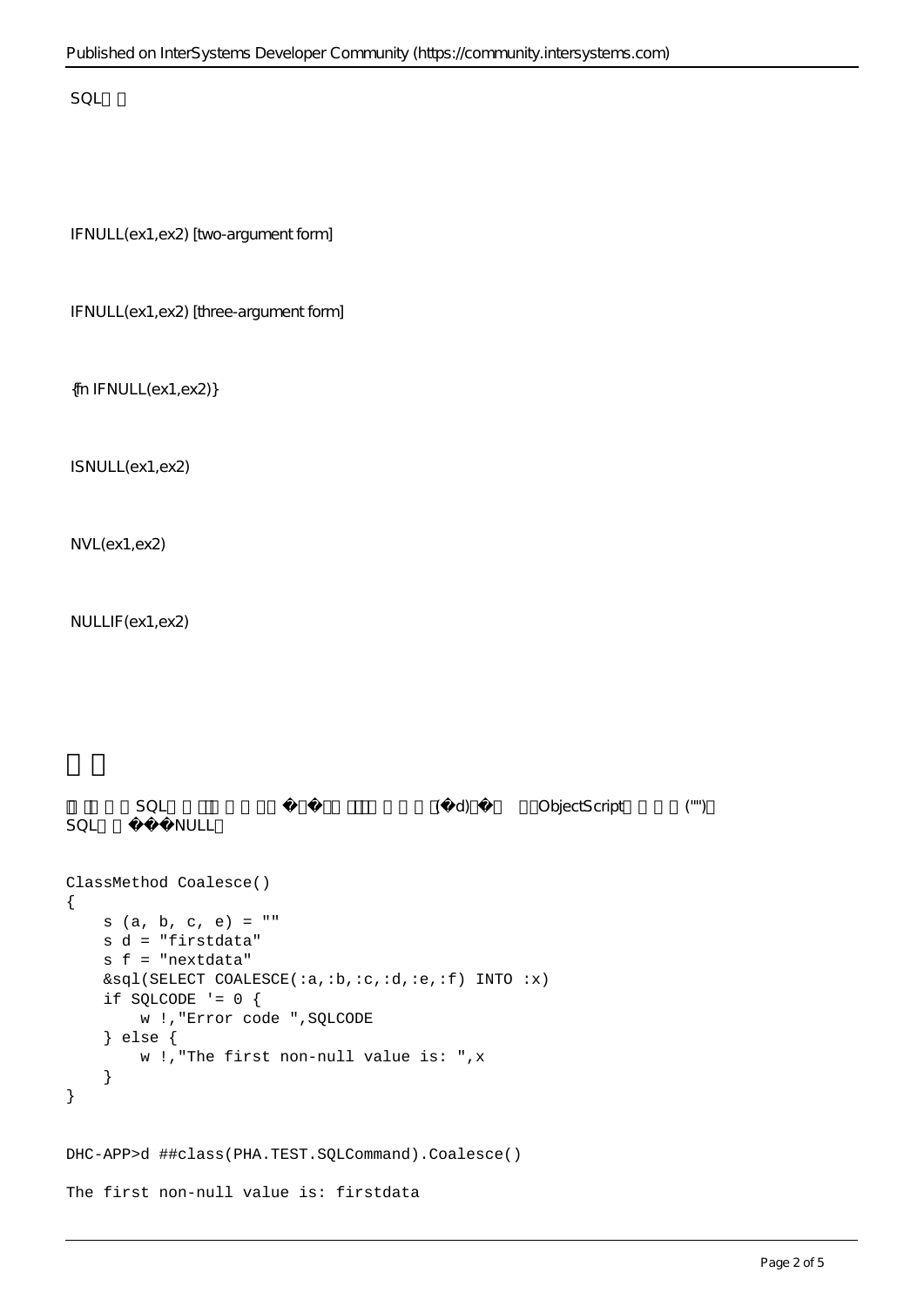SQL

IFNULL(ex1,ex2) [two-argument form]

IFNULL(ex1,ex2) [three-argument form]

{fn IFNULL(ex1,ex2)}

ISNULL(ex1,ex2)

NVL(ex1,ex2)

NULLIF(ex1,ex2)

SQL (d) ObjectScript ("") SQL NULL

```
ClassMethod Coalesce()
{
    s (a, b, c, e) = ""
    s d = "firstdata"
    s f = "nextdata"
    &sql(SELECT COALESCE(:a,:b,:c,:d,:e,:f) INTO :x)
    if SQLCODE '= 0 {
        w !,"Error code ",SQLCODE
    } else {
        w !,"The first non-null value is: ",x
    }
}
```

```
DHC-APP>d ##class(PHA.TEST.SQLCommand).Coalesce()

The first non-null value is: firstdata
```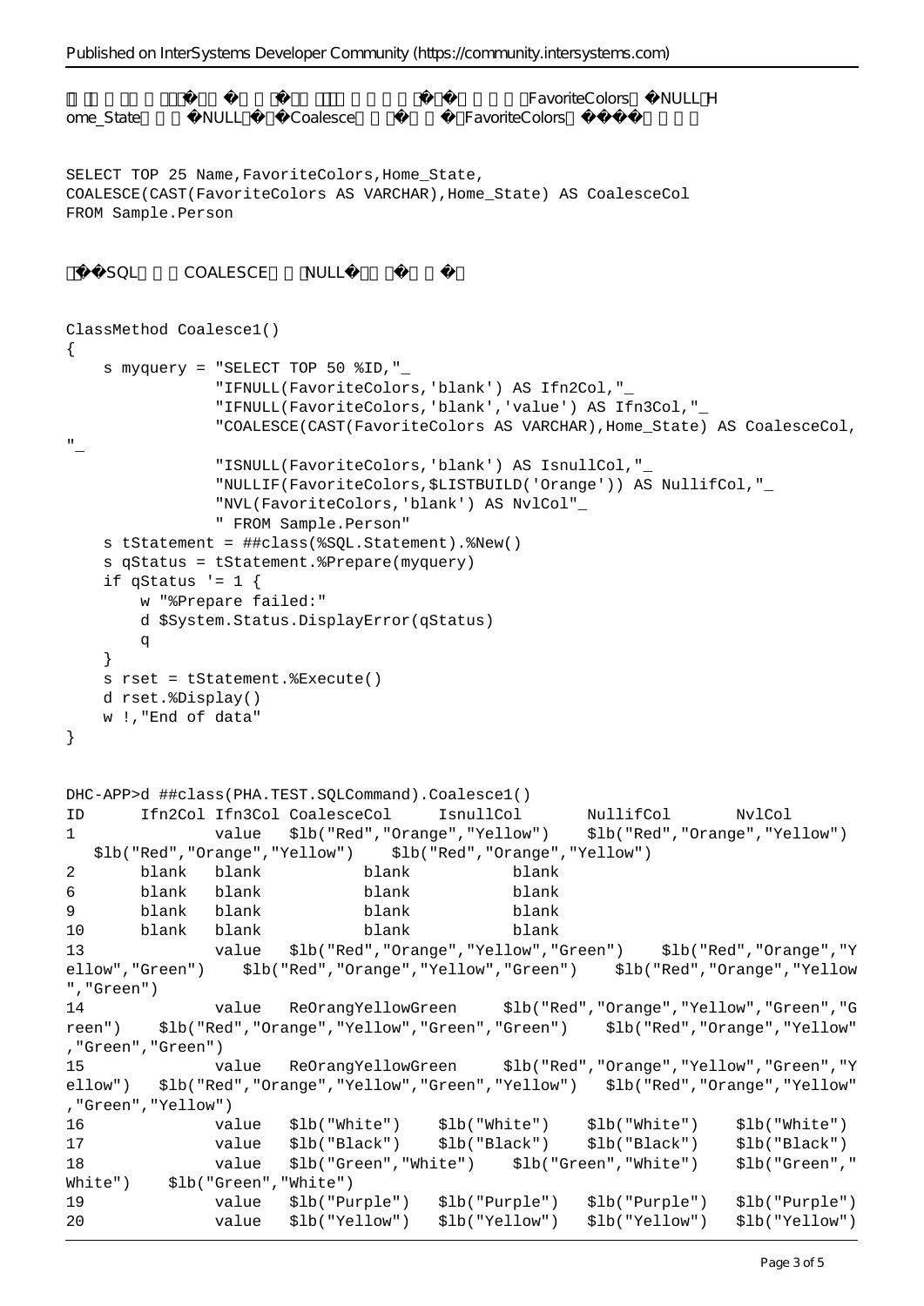��� �� � ����������� �� ��� ���� ����� � � ����� � ��� � � FavoriteColors �NULL�Home_State � � NULL � ��Coalesce � � � � � �FavoriteColors ���� � � �

```
SELECT TOP 25 Name,FavoriteColors,Home_State,
COALESCE(CAST(FavoriteColors AS VARCHAR),Home_State) AS CoalesceCol
FROM Sample.Person
```

��SQL � � COALESCE � NULL� � � � �

```
ClassMethod Coalesce1()
{
    s myquery = "SELECT TOP 50 %ID,"_
                "IFNULL(FavoriteColors,'blank') AS Ifn2Col,"_
                "IFNULL(FavoriteColors,'blank','value') AS Ifn3Col,"_
                "COALESCE(CAST(FavoriteColors AS VARCHAR),Home_State) AS CoalesceCol,
"_
                "ISNULL(FavoriteColors,'blank') AS IsnullCol,"_
                "NULLIF(FavoriteColors,$LISTBUILD('Orange')) AS NullifCol,"_
                "NVL(FavoriteColors,'blank') AS NvlCol"_
                " FROM Sample.Person"
    s tStatement = ##class(%SQL.Statement).%New()
    s qStatus = tStatement.%Prepare(myquery)
    if qStatus '= 1 {
        w "%Prepare failed:"
        d $System.Status.DisplayError(qStatus)
        q
    }
    s rset = tStatement.%Execute()
    d rset.%Display()
    w !,"End of data"
}
```

```
DHC-APP>d ##class(PHA.TEST.SQLCommand).Coalesce1()
ID      Ifn2Col Ifn3Col CoalesceCol     IsnullCol       NullifCol       NvlCol
1               value   $lb("Red","Orange","Yellow")    $lb("Red","Orange","Yellow")
   $lb("Red","Orange","Yellow")    $lb("Red","Orange","Yellow")
2       blank   blank           blank           blank
6       blank   blank           blank           blank
9       blank   blank           blank           blank
10      blank   blank           blank           blank
13              value   $lb("Red","Orange","Yellow","Green")    $lb("Red","Orange","Y
ellow","Green")    $lb("Red","Orange","Yellow","Green")    $lb("Red","Orange","Yellow
","Green")
14              value   ReOrangYellowGreen     $lb("Red","Orange","Yellow","Green","G
reen")    $lb("Red","Orange","Yellow","Green","Green")    $lb("Red","Orange","Yellow"
,"Green","Green")
15              value   ReOrangYellowGreen     $lb("Red","Orange","Yellow","Green","Y
ellow")   $lb("Red","Orange","Yellow","Green","Yellow")   $lb("Red","Orange","Yellow"
,"Green","Yellow")
16              value   $lb("White")    $lb("White")    $lb("White")    $lb("White")
17              value   $lb("Black")    $lb("Black")    $lb("Black")    $lb("Black")
18              value   $lb("Green","White")    $lb("Green","White")    $lb("Green","
White")    $lb("Green","White")
19              value   $lb("Purple")   $lb("Purple")   $lb("Purple")   $lb("Purple")
20              value   $lb("Yellow")   $lb("Yellow")   $lb("Yellow")   $lb("Yellow")
```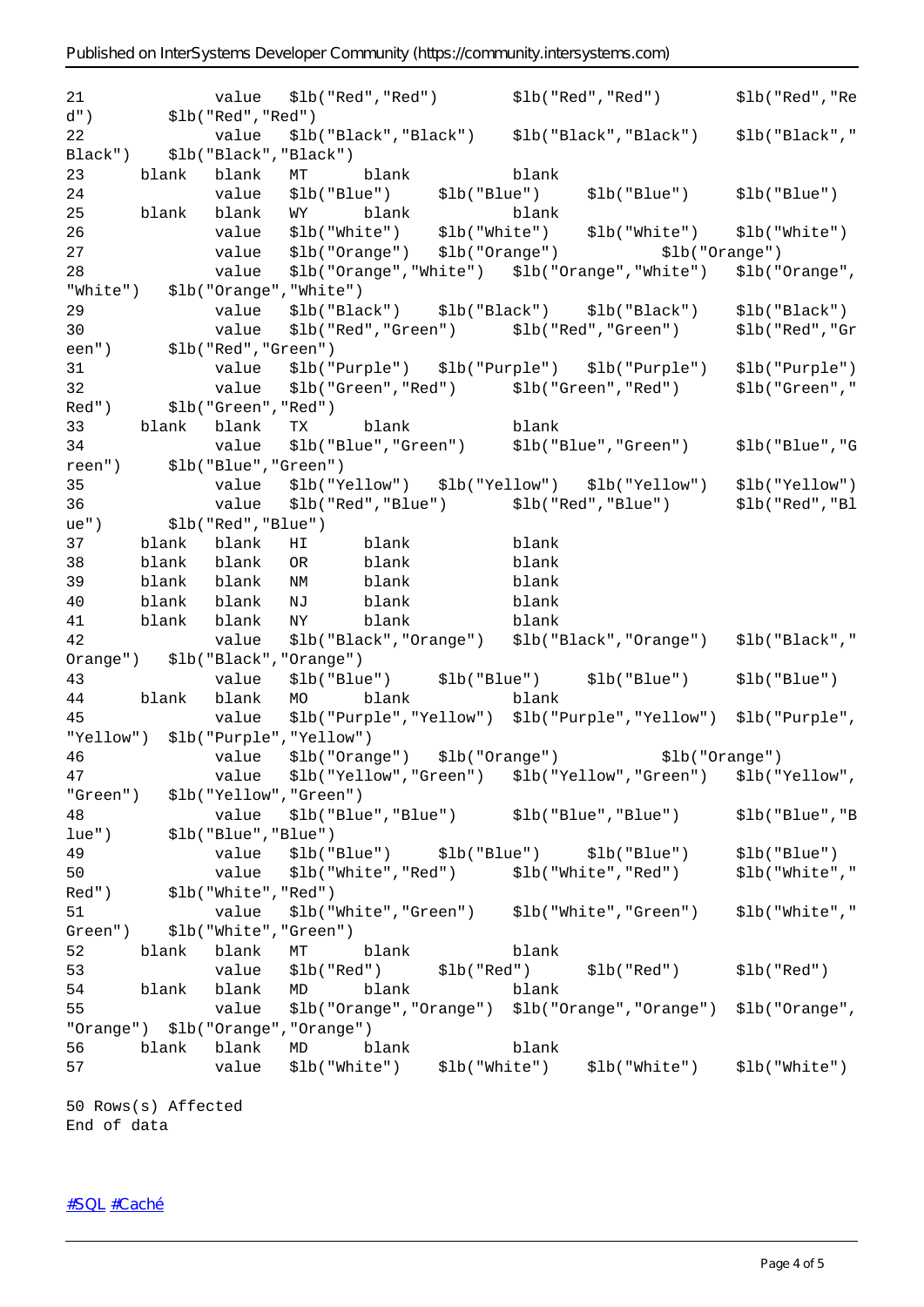```
21            value   $lb("Red","Red")       $lb("Red","Red")       $lb("Red","Re
d")       $lb("Red","Red")
22            value   $lb("Black","Black")   $lb("Black","Black")   $lb("Black","
Black")   $lb("Black","Black")
23      blank   blank   MT      blank           blank
24            value   $lb("Blue")    $lb("Blue")    $lb("Blue")    $lb("Blue")
25      blank   blank   WY      blank           blank
26            value   $lb("White")   $lb("White")   $lb("White")   $lb("White")
27            value   $lb("Orange")  $lb("Orange")          $lb("Orange")
28            value   $lb("Orange","White")  $lb("Orange","White")  $lb("Orange",
"White")  $lb("Orange","White")
29            value   $lb("Black")   $lb("Black")   $lb("Black")   $lb("Black")
30            value   $lb("Red","Green")     $lb("Red","Green")     $lb("Red","Gr
een")     $lb("Red","Green")
31            value   $lb("Purple")  $lb("Purple")  $lb("Purple")  $lb("Purple")
32            value   $lb("Green","Red")     $lb("Green","Red")     $lb("Green","
Red")     $lb("Green","Red")
33      blank   blank   TX      blank           blank
34            value   $lb("Blue","Green")    $lb("Blue","Green")    $lb("Blue","G
reen")    $lb("Blue","Green")
35            value   $lb("Yellow")  $lb("Yellow")  $lb("Yellow")  $lb("Yellow")
36            value   $lb("Red","Blue")      $lb("Red","Blue")      $lb("Red","Bl
ue")      $lb("Red","Blue")
37      blank   blank   HI      blank           blank
38      blank   blank   OR      blank           blank
39      blank   blank   NM      blank           blank
40      blank   blank   NJ      blank           blank
41      blank   blank   NY      blank           blank
42            value   $lb("Black","Orange")  $lb("Black","Orange")  $lb("Black","
Orange")  $lb("Black","Orange")
43            value   $lb("Blue")    $lb("Blue")    $lb("Blue")    $lb("Blue")
44      blank   blank   MO      blank           blank
45            value   $lb("Purple","Yellow") $lb("Purple","Yellow") $lb("Purple",
"Yellow") $lb("Purple","Yellow")
46            value   $lb("Orange")  $lb("Orange")          $lb("Orange")
47            value   $lb("Yellow","Green")  $lb("Yellow","Green")  $lb("Yellow",
"Green")  $lb("Yellow","Green")
48            value   $lb("Blue","Blue")     $lb("Blue","Blue")     $lb("Blue","B
lue")     $lb("Blue","Blue")
49            value   $lb("Blue")    $lb("Blue")    $lb("Blue")    $lb("Blue")
50            value   $lb("White","Red")     $lb("White","Red")     $lb("White","
Red")     $lb("White","Red")
51            value   $lb("White","Green")   $lb("White","Green")   $lb("White","
Green")   $lb("White","Green")
52      blank   blank   MT      blank           blank
53            value   $lb("Red")     $lb("Red")     $lb("Red")     $lb("Red")
54      blank   blank   MD      blank           blank
55            value   $lb("Orange","Orange") $lb("Orange","Orange") $lb("Orange",
"Orange") $lb("Orange","Orange")
56      blank   blank   MD      blank           blank
57            value   $lb("White")   $lb("White")   $lb("White")   $lb("White")

50 Rows(s) Affected
End of data
```

#SQL #Caché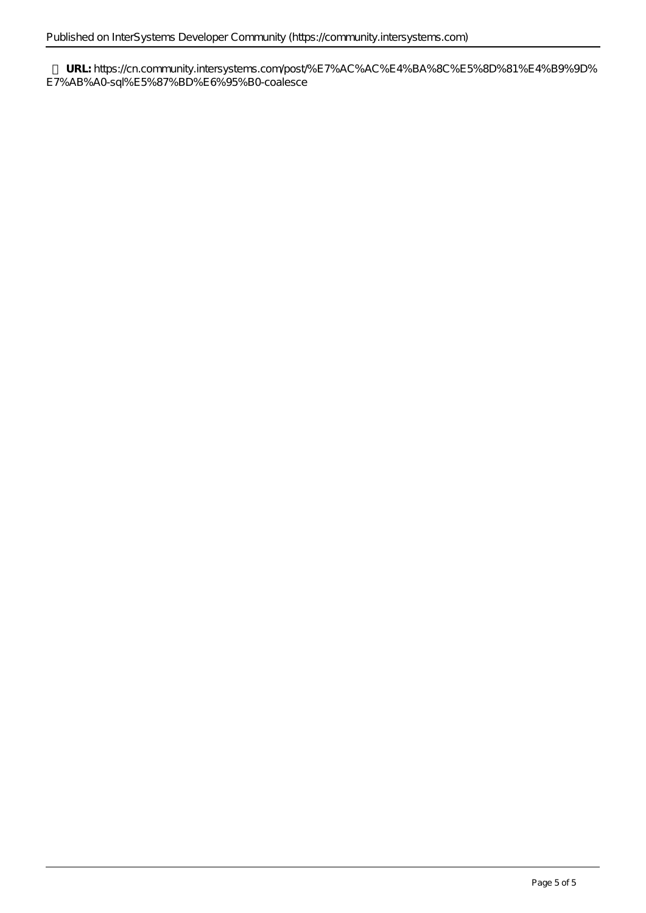**URL:** https://cn.community.intersystems.com/post/%E7%AC%AC%E4%BA%8C%E5%8D%81%E4%B9%9D%E7%AB%A0-sql%E5%87%BD%E6%95%B0-coalesce